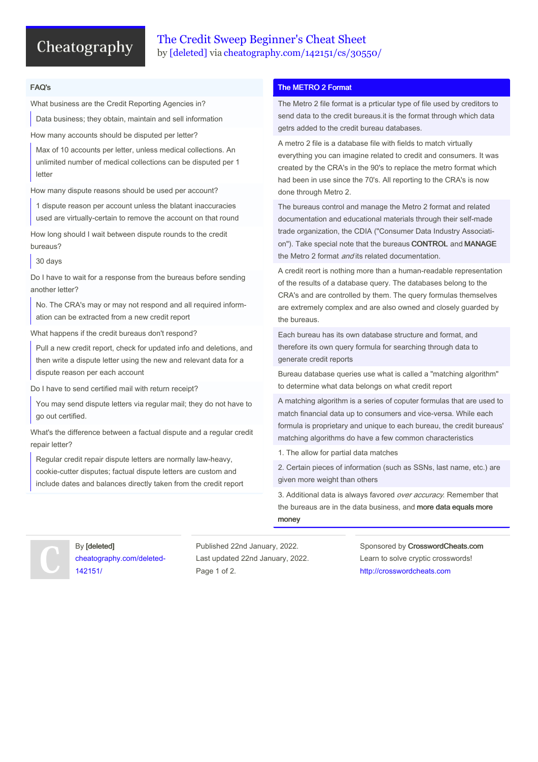# The Credit Sweep Beginner's Cheat Sheet

by [deleted] via cheatography.com/142151/cs/30550/

## FAQ's

What business are the Credit Reporting Agencies in?

> Data business; they obtain, maintain and sell information

How many accounts should be disputed per letter?

> Max of 10 accounts per letter, unless medical collections. An unlimited number of medical collections can be disputed per 1 letter

How many dispute reasons should be used per account?

> 1 dispute reason per account unless the blatant inaccuracies used are virtually-certain to remove the account on that round

How long should I wait between dispute rounds to the credit bureaus?

> 30 days

Do I have to wait for a response from the bureaus before sending another letter?

> No. The CRA's may or may not respond and all required information can be extracted from a new credit report

What happens if the credit bureaus don't respond?

> Pull a new credit report, check for updated info and deletions, and then write a dispute letter using the new and relevant data for a dispute reason per each account

Do I have to send certified mail with return receipt?

> You may send dispute letters via regular mail; they do not have to go out certified.

What's the difference between a factual dispute and a regular credit repair letter?

> Regular credit repair dispute letters are normally law-heavy, cookie-cutter disputes; factual dispute letters are custom and include dates and balances directly taken from the credit report

## The METRO 2 Format

The Metro 2 file format is a prticular type of file used by creditors to send data to the credit bureaus.it is the format through which data getrs added to the credit bureau databases.

A metro 2 file is a database file with fields to match virtually everything you can imagine related to credit and consumers. It was created by the CRA's in the 90's to replace the metro format which had been in use since the 70's. All reporting to the CRA's is now done through Metro 2.

The bureaus control and manage the Metro 2 format and related documentation and educational materials through their self-made trade organization, the CDIA ("Consumer Data Industry Association"). Take special note that the bureaus **CONTROL** and **MANAGE** the Metro 2 format *and* its related documentation.

A credit reort is nothing more than a human-readable representation of the results of a database query. The databases belong to the CRA's and are controlled by them. The query formulas themselves are extremely complex and are also owned and closely guarded by the bureaus.

Each bureau has its own database structure and format, and therefore its own query formula for searching through data to generate credit reports

Bureau database queries use what is called a "matching algorithm" to determine what data belongs on what credit report

A matching algorithm is a series of coputer formulas that are used to match financial data up to consumers and vice-versa. While each formula is proprietary and unique to each bureau, the credit bureaus' matching algorithms do have a few common characteristics

1. The allow for partial data matches

2. Certain pieces of information (such as SSNs, last name, etc.) are given more weight than others

3. Additional data is always favored *over accuracy*. Remember that the bureaus are in the data business, and **more data equals more money**

By **[deleted]**
cheatography.com/deleted-142151/

Published 22nd January, 2022.
Last updated 22nd January, 2022.

Sponsored by **CrosswordCheats.com**
Learn to solve cryptic crosswords!
http://crosswordcheats.com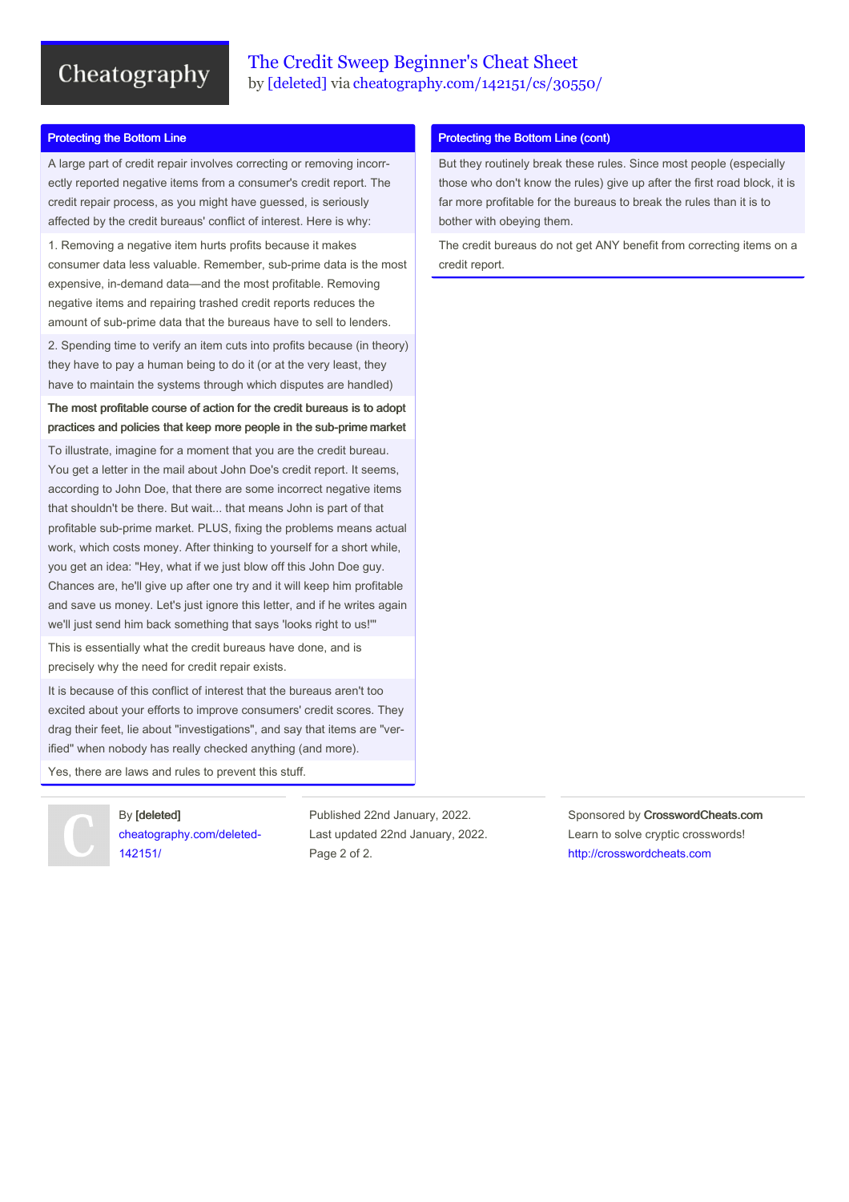# The Credit Sweep Beginner's Cheat Sheet

by [deleted] via cheatography.com/142151/cs/30550/

## Protecting the Bottom Line

A large part of credit repair involves correcting or removing incorrectly reported negative items from a consumer's credit report. The credit repair process, as you might have guessed, is seriously affected by the credit bureaus' conflict of interest. Here is why:

1. Removing a negative item hurts profits because it makes consumer data less valuable. Remember, sub-prime data is the most expensive, in-demand data—and the most profitable. Removing negative items and repairing trashed credit reports reduces the amount of sub-prime data that the bureaus have to sell to lenders.

2. Spending time to verify an item cuts into profits because (in theory) they have to pay a human being to do it (or at the very least, they have to maintain the systems through which disputes are handled)

**The most profitable course of action for the credit bureaus is to adopt practices and policies that keep more people in the sub-prime market**

To illustrate, imagine for a moment that you are the credit bureau. You get a letter in the mail about John Doe's credit report. It seems, according to John Doe, that there are some incorrect negative items that shouldn't be there. But wait... that means John is part of that profitable sub-prime market. PLUS, fixing the problems means actual work, which costs money. After thinking to yourself for a short while, you get an idea: "Hey, what if we just blow off this John Doe guy. Chances are, he'll give up after one try and it will keep him profitable and save us money. Let's just ignore this letter, and if he writes again we'll just send him back something that says 'looks right to us!'"

This is essentially what the credit bureaus have done, and is precisely why the need for credit repair exists.

It is because of this conflict of interest that the bureaus aren't too excited about your efforts to improve consumers' credit scores. They drag their feet, lie about "investigations", and say that items are "verified" when nobody has really checked anything (and more).

Yes, there are laws and rules to prevent this stuff.

## Protecting the Bottom Line (cont)

But they routinely break these rules. Since most people (especially those who don't know the rules) give up after the first road block, it is far more profitable for the bureaus to break the rules than it is to bother with obeying them.

The credit bureaus do not get ANY benefit from correcting items on a credit report.

By **[deleted]**
cheatography.com/deleted-142151/

Published 22nd January, 2022.
Last updated 22nd January, 2022.

Sponsored by **CrosswordCheats.com**
Learn to solve cryptic crosswords!
http://crosswordcheats.com